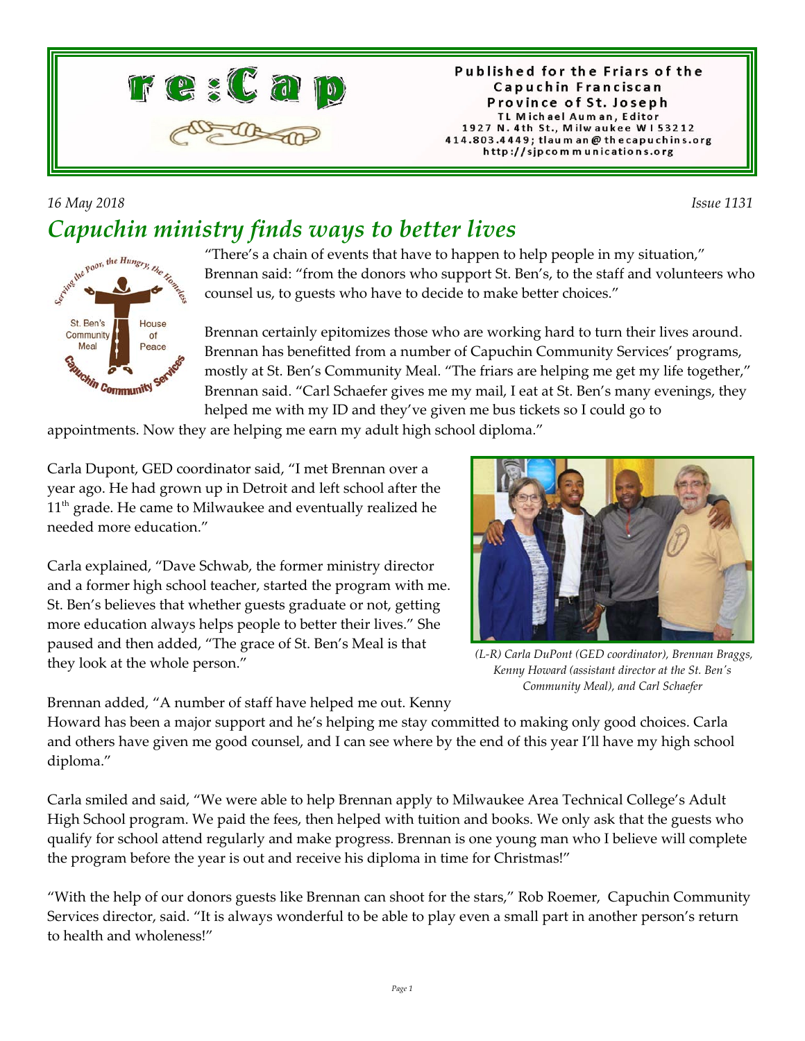# re:Cap

Published for the Friars of the Capuchin Franciscan Province of St. Joseph
TL Michael Auman, Editor
1927 N. 4th St., Milwaukee WI 53212
414.803.4449; tlauman@thecapuchins.org
http://sjpcommunications.org

*16 May 2018* *Issue 1131*

## *Capuchin ministry finds ways to better lives*

"There's a chain of events that have to happen to help people in my situation," Brennan said: "from the donors who support St. Ben's, to the staff and volunteers who counsel us, to guests who have to decide to make better choices."

Brennan certainly epitomizes those who are working hard to turn their lives around. Brennan has benefitted from a number of Capuchin Community Services' programs, mostly at St. Ben's Community Meal. "The friars are helping me get my life together," Brennan said. "Carl Schaefer gives me my mail, I eat at St. Ben's many evenings, they helped me with my ID and they've given me bus tickets so I could go to appointments. Now they are helping me earn my adult high school diploma."

Carla Dupont, GED coordinator said, "I met Brennan over a year ago. He had grown up in Detroit and left school after the 11th grade. He came to Milwaukee and eventually realized he needed more education."

Carla explained, "Dave Schwab, the former ministry director and a former high school teacher, started the program with me. St. Ben's believes that whether guests graduate or not, getting more education always helps people to better their lives." She paused and then added, "The grace of St. Ben's Meal is that they look at the whole person."

*(L-R) Carla DuPont (GED coordinator), Brennan Braggs, Kenny Howard (assistant director at the St. Ben's Community Meal), and Carl Schaefer*

Brennan added, "A number of staff have helped me out. Kenny Howard has been a major support and he's helping me stay committed to making only good choices. Carla and others have given me good counsel, and I can see where by the end of this year I'll have my high school diploma."

Carla smiled and said, "We were able to help Brennan apply to Milwaukee Area Technical College's Adult High School program. We paid the fees, then helped with tuition and books. We only ask that the guests who qualify for school attend regularly and make progress. Brennan is one young man who I believe will complete the program before the year is out and receive his diploma in time for Christmas!"

"With the help of our donors guests like Brennan can shoot for the stars," Rob Roemer, Capuchin Community Services director, said. "It is always wonderful to be able to play even a small part in another person's return to health and wholeness!"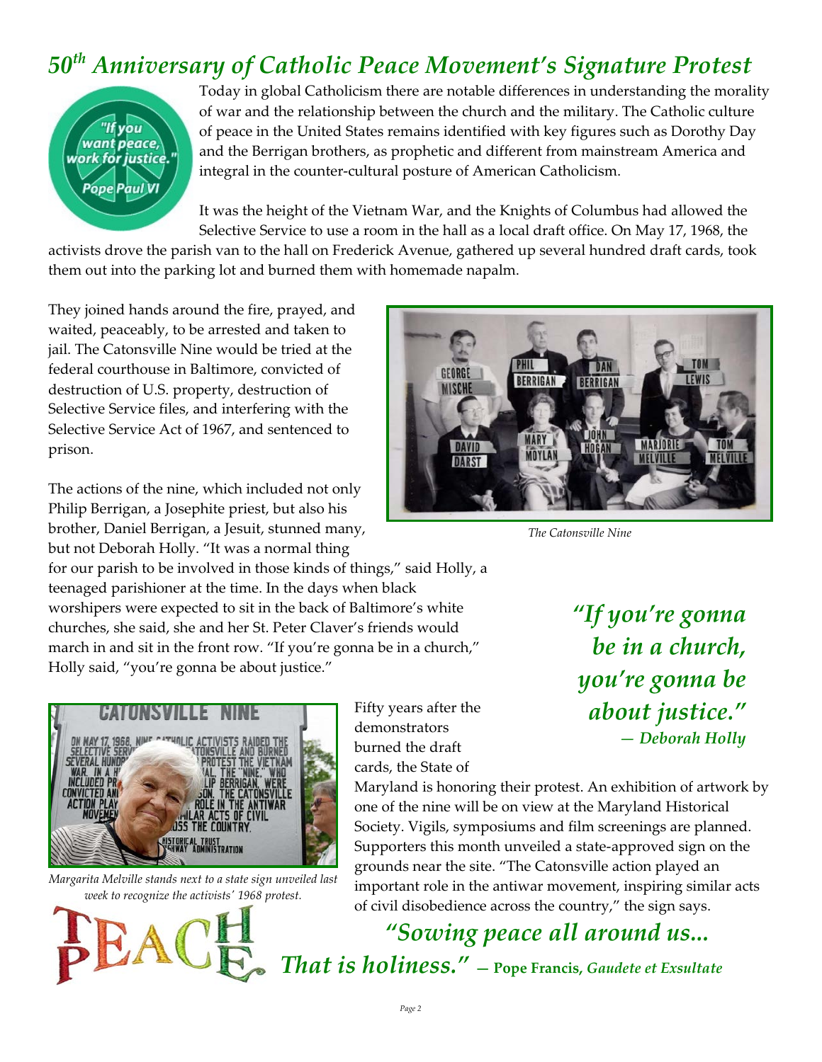# *50th Anniversary of Catholic Peace Movement's Signature Protest*

"If you want peace, work for justice." Pope Paul VI

Today in global Catholicism there are notable differences in understanding the morality of war and the relationship between the church and the military. The Catholic culture of peace in the United States remains identified with key figures such as Dorothy Day and the Berrigan brothers, as prophetic and different from mainstream America and integral in the counter-cultural posture of American Catholicism.

It was the height of the Vietnam War, and the Knights of Columbus had allowed the Selective Service to use a room in the hall as a local draft office. On May 17, 1968, the activists drove the parish van to the hall on Frederick Avenue, gathered up several hundred draft cards, took them out into the parking lot and burned them with homemade napalm.

They joined hands around the fire, prayed, and waited, peaceably, to be arrested and taken to jail. The Catonsville Nine would be tried at the federal courthouse in Baltimore, convicted of destruction of U.S. property, destruction of Selective Service files, and interfering with the Selective Service Act of 1967, and sentenced to prison.

*The Catonsville Nine*

The actions of the nine, which included not only Philip Berrigan, a Josephite priest, but also his brother, Daniel Berrigan, a Jesuit, stunned many, but not Deborah Holly. "It was a normal thing for our parish to be involved in those kinds of things," said Holly, a teenaged parishioner at the time. In the days when black worshipers were expected to sit in the back of Baltimore's white churches, she said, she and her St. Peter Claver's friends would march in and sit in the front row. "If you're gonna be in a church," Holly said, "you're gonna be about justice."

> ***"If you're gonna be in a church, you're gonna be about justice."***
> ***— Deborah Holly***

*Margarita Melville stands next to a state sign unveiled last week to recognize the activists' 1968 protest.*

Fifty years after the demonstrators burned the draft cards, the State of Maryland is honoring their protest. An exhibition of artwork by one of the nine will be on view at the Maryland Historical Society. Vigils, symposiums and film screenings are planned. Supporters this month unveiled a state-approved sign on the grounds near the site. "The Catonsville action played an important role in the antiwar movement, inspiring similar acts of civil disobedience across the country," the sign says.

PEACE

***"Sowing peace all around us... That is holiness."*** — **Pope Francis,** ***Gaudete et Exsultate***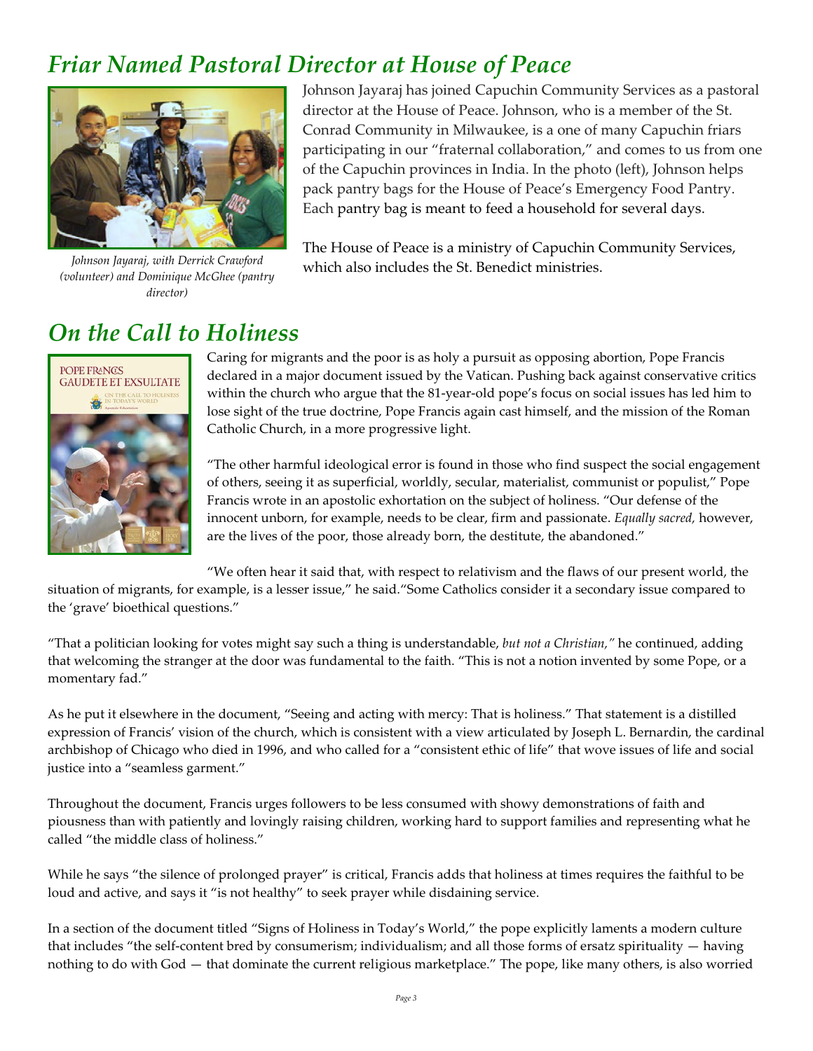## *Friar Named Pastoral Director at House of Peace*

*Johnson Jayaraj, with Derrick Crawford (volunteer) and Dominique McGhee (pantry director)*

Johnson Jayaraj has joined Capuchin Community Services as a pastoral director at the House of Peace. Johnson, who is a member of the St. Conrad Community in Milwaukee, is a one of many Capuchin friars participating in our "fraternal collaboration," and comes to us from one of the Capuchin provinces in India. In the photo (left), Johnson helps pack pantry bags for the House of Peace's Emergency Food Pantry. Each pantry bag is meant to feed a household for several days.

The House of Peace is a ministry of Capuchin Community Services, which also includes the St. Benedict ministries.

## *On the Call to Holiness*

Caring for migrants and the poor is as holy a pursuit as opposing abortion, Pope Francis declared in a major document issued by the Vatican. Pushing back against conservative critics within the church who argue that the 81-year-old pope's focus on social issues has led him to lose sight of the true doctrine, Pope Francis again cast himself, and the mission of the Roman Catholic Church, in a more progressive light.

"The other harmful ideological error is found in those who find suspect the social engagement of others, seeing it as superficial, worldly, secular, materialist, communist or populist," Pope Francis wrote in an apostolic exhortation on the subject of holiness. "Our defense of the innocent unborn, for example, needs to be clear, firm and passionate. *Equally sacred,* however, are the lives of the poor, those already born, the destitute, the abandoned."

"We often hear it said that, with respect to relativism and the flaws of our present world, the situation of migrants, for example, is a lesser issue," he said."Some Catholics consider it a secondary issue compared to the 'grave' bioethical questions."

"That a politician looking for votes might say such a thing is understandable, *but not a Christian,"* he continued, adding that welcoming the stranger at the door was fundamental to the faith. "This is not a notion invented by some Pope, or a momentary fad."

As he put it elsewhere in the document, "Seeing and acting with mercy: That is holiness." That statement is a distilled expression of Francis' vision of the church, which is consistent with a view articulated by Joseph L. Bernardin, the cardinal archbishop of Chicago who died in 1996, and who called for a "consistent ethic of life" that wove issues of life and social justice into a "seamless garment."

Throughout the document, Francis urges followers to be less consumed with showy demonstrations of faith and piousness than with patiently and lovingly raising children, working hard to support families and representing what he called "the middle class of holiness."

While he says "the silence of prolonged prayer" is critical, Francis adds that holiness at times requires the faithful to be loud and active, and says it "is not healthy" to seek prayer while disdaining service.

In a section of the document titled "Signs of Holiness in Today's World," the pope explicitly laments a modern culture that includes "the self-content bred by consumerism; individualism; and all those forms of ersatz spirituality — having nothing to do with God — that dominate the current religious marketplace." The pope, like many others, is also worried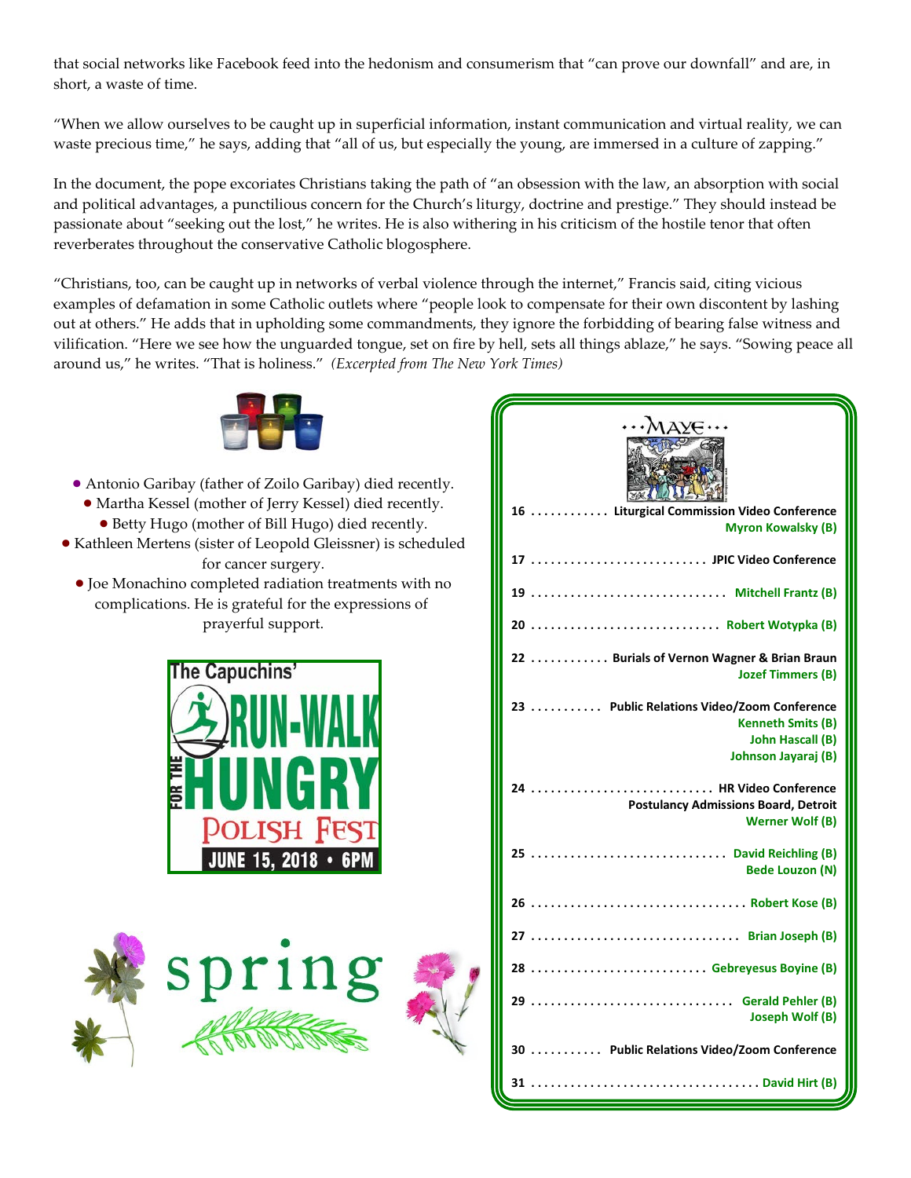that social networks like Facebook feed into the hedonism and consumerism that "can prove our downfall" and are, in short, a waste of time.

"When we allow ourselves to be caught up in superficial information, instant communication and virtual reality, we can waste precious time," he says, adding that "all of us, but especially the young, are immersed in a culture of zapping."

In the document, the pope excoriates Christians taking the path of "an obsession with the law, an absorption with social and political advantages, a punctilious concern for the Church's liturgy, doctrine and prestige." They should instead be passionate about "seeking out the lost," he writes. He is also withering in his criticism of the hostile tenor that often reverberates throughout the conservative Catholic blogosphere.

"Christians, too, can be caught up in networks of verbal violence through the internet," Francis said, citing vicious examples of defamation in some Catholic outlets where "people look to compensate for their own discontent by lashing out at others." He adds that in upholding some commandments, they ignore the forbidding of bearing false witness and vilification. "Here we see how the unguarded tongue, set on fire by hell, sets all things ablaze," he says. "Sowing peace all around us," he writes. "That is holiness." *(Excerpted from The New York Times)*

- Antonio Garibay (father of Zoilo Garibay) died recently.
- Martha Kessel (mother of Jerry Kessel) died recently.
- Betty Hugo (mother of Bill Hugo) died recently.
- Kathleen Mertens (sister of Leopold Gleissner) is scheduled for cancer surgery.
- Joe Monachino completed radiation treatments with no complications. He is grateful for the expressions of prayerful support.

The Capuchins' RUN-WALK FOR THE HUNGRY
POLISH FEST
JUNE 15, 2018 • 6PM

spring

## ···MAYE···

**16** ............ **Liturgical Commission Video Conference**
**Myron Kowalsky (B)**

**17** ............ **JPIC Video Conference**

**19** ............ **Mitchell Frantz (B)**

**20** ............ **Robert Wotypka (B)**

**22** ............ **Burials of Vernon Wagner & Brian Braun**
**Jozef Timmers (B)**

**23** ............ **Public Relations Video/Zoom Conference**
**Kenneth Smits (B)**
**John Hascall (B)**
**Johnson Jayaraj (B)**

**24** ............ **HR Video Conference**
**Postulancy Admissions Board, Detroit**
**Werner Wolf (B)**

**25** ............ **David Reichling (B)**
**Bede Louzon (N)**

**26** ............ **Robert Kose (B)**

**27** ............ **Brian Joseph (B)**

**28** ............ **Gebreyesus Boyine (B)**

**29** ............ **Gerald Pehler (B)**
**Joseph Wolf (B)**

**30** ............ **Public Relations Video/Zoom Conference**

**31** ............ **David Hirt (B)**